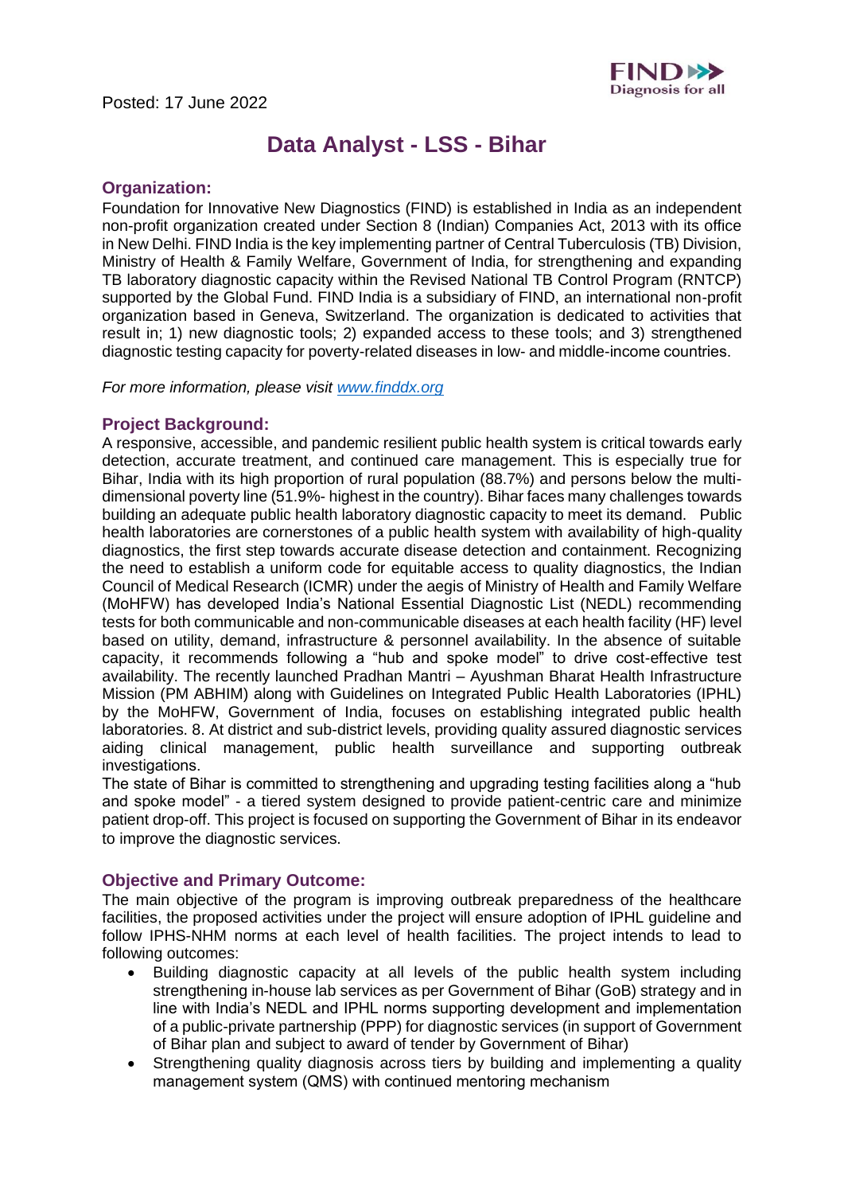Posted: 17 June 2022

# Data Analyst - LSS - Bihar

## Organization:

Foundation for Innovative New Diagnostics (FIND) is established in India as an independent non-profit organization created under Section 8 (Indian) Companies Act, 2013 with its office in New Delhi. FIND India is the key implementing partner of Central Tuberculosis (TB) Division, Ministry of Health & Family Welfare, Government of India, for strengthening and expanding TB laboratory diagnostic capacity within the Revised National TB Control Program (RNTCP) supported by the Global Fund. FIND India is a subsidiary of FIND, an international non-profit organization based in Geneva, Switzerland. The organization is dedicated to activities that result in; 1) new diagnostic tools; 2) expanded access to these tools; and 3) strengthened diagnostic testing capacity for poverty-related diseases in low- and middle-income countries.

*For more information, please visit [www.finddx.org](www.finddx.org)*

## Project Background:

A responsive, accessible, and pandemic resilient public health system is critical towards early detection, accurate treatment, and continued care management. This is especially true for Bihar, India with its high proportion of rural population (88.7%) and persons below the multi-dimensional poverty line (51.9%- highest in the country). Bihar faces many challenges towards building an adequate public health laboratory diagnostic capacity to meet its demand. Public health laboratories are cornerstones of a public health system with availability of high-quality diagnostics, the first step towards accurate disease detection and containment. Recognizing the need to establish a uniform code for equitable access to quality diagnostics, the Indian Council of Medical Research (ICMR) under the aegis of Ministry of Health and Family Welfare (MoHFW) has developed India's National Essential Diagnostic List (NEDL) recommending tests for both communicable and non-communicable diseases at each health facility (HF) level based on utility, demand, infrastructure & personnel availability. In the absence of suitable capacity, it recommends following a "hub and spoke model" to drive cost-effective test availability. The recently launched Pradhan Mantri – Ayushman Bharat Health Infrastructure Mission (PM ABHIM) along with Guidelines on Integrated Public Health Laboratories (IPHL) by the MoHFW, Government of India, focuses on establishing integrated public health laboratories. 8. At district and sub-district levels, providing quality assured diagnostic services aiding clinical management, public health surveillance and supporting outbreak investigations.

The state of Bihar is committed to strengthening and upgrading testing facilities along a "hub and spoke model" - a tiered system designed to provide patient-centric care and minimize patient drop-off. This project is focused on supporting the Government of Bihar in its endeavor to improve the diagnostic services.

## Objective and Primary Outcome:

The main objective of the program is improving outbreak preparedness of the healthcare facilities, the proposed activities under the project will ensure adoption of IPHL guideline and follow IPHS-NHM norms at each level of health facilities. The project intends to lead to following outcomes:

- Building diagnostic capacity at all levels of the public health system including strengthening in-house lab services as per Government of Bihar (GoB) strategy and in line with India's NEDL and IPHL norms supporting development and implementation of a public-private partnership (PPP) for diagnostic services (in support of Government of Bihar plan and subject to award of tender by Government of Bihar)
- Strengthening quality diagnosis across tiers by building and implementing a quality management system (QMS) with continued mentoring mechanism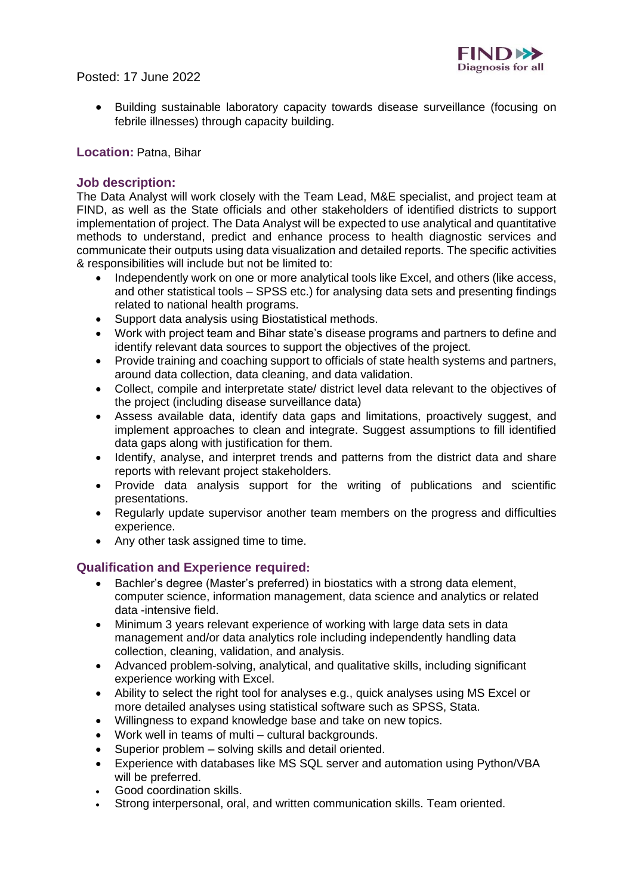Posted: 17 June 2022

- Building sustainable laboratory capacity towards disease surveillance (focusing on febrile illnesses) through capacity building.

**Location:** Patna, Bihar

## Job description:

The Data Analyst will work closely with the Team Lead, M&E specialist, and project team at FIND, as well as the State officials and other stakeholders of identified districts to support implementation of project. The Data Analyst will be expected to use analytical and quantitative methods to understand, predict and enhance process to health diagnostic services and communicate their outputs using data visualization and detailed reports. The specific activities & responsibilities will include but not be limited to:

- Independently work on one or more analytical tools like Excel, and others (like access, and other statistical tools – SPSS etc.) for analysing data sets and presenting findings related to national health programs.
- Support data analysis using Biostatistical methods.
- Work with project team and Bihar state's disease programs and partners to define and identify relevant data sources to support the objectives of the project.
- Provide training and coaching support to officials of state health systems and partners, around data collection, data cleaning, and data validation.
- Collect, compile and interpretate state/ district level data relevant to the objectives of the project (including disease surveillance data)
- Assess available data, identify data gaps and limitations, proactively suggest, and implement approaches to clean and integrate. Suggest assumptions to fill identified data gaps along with justification for them.
- Identify, analyse, and interpret trends and patterns from the district data and share reports with relevant project stakeholders.
- Provide data analysis support for the writing of publications and scientific presentations.
- Regularly update supervisor another team members on the progress and difficulties experience.
- Any other task assigned time to time.

## Qualification and Experience required:

- Bachler's degree (Master's preferred) in biostatics with a strong data element, computer science, information management, data science and analytics or related data -intensive field.
- Minimum 3 years relevant experience of working with large data sets in data management and/or data analytics role including independently handling data collection, cleaning, validation, and analysis.
- Advanced problem-solving, analytical, and qualitative skills, including significant experience working with Excel.
- Ability to select the right tool for analyses e.g., quick analyses using MS Excel or more detailed analyses using statistical software such as SPSS, Stata.
- Willingness to expand knowledge base and take on new topics.
- Work well in teams of multi – cultural backgrounds.
- Superior problem – solving skills and detail oriented.
- Experience with databases like MS SQL server and automation using Python/VBA will be preferred.
- Good coordination skills.
- Strong interpersonal, oral, and written communication skills. Team oriented.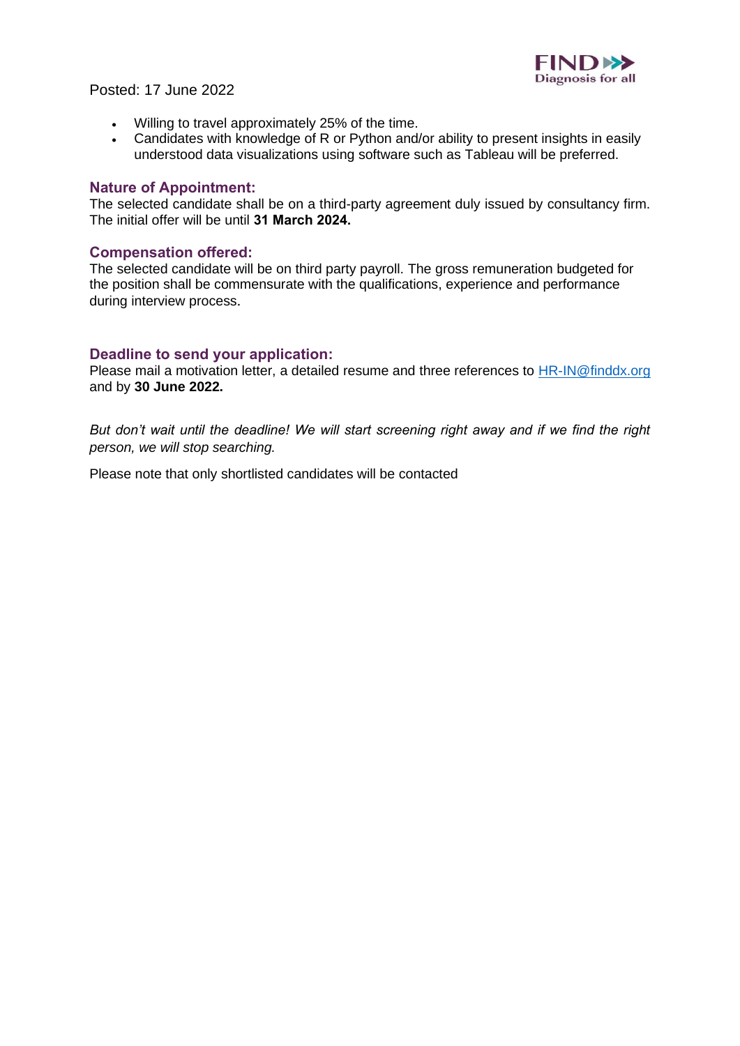Posted: 17 June 2022

- Willing to travel approximately 25% of the time.
- Candidates with knowledge of R or Python and/or ability to present insights in easily understood data visualizations using software such as Tableau will be preferred.

## Nature of Appointment:

The selected candidate shall be on a third-party agreement duly issued by consultancy firm. The initial offer will be until **31 March 2024.**

## Compensation offered:

The selected candidate will be on third party payroll. The gross remuneration budgeted for the position shall be commensurate with the qualifications, experience and performance during interview process.

## Deadline to send your application:

Please mail a motivation letter, a detailed resume and three references to HR-IN@finddx.org and by **30 June 2022.**

*But don't wait until the deadline! We will start screening right away and if we find the right person, we will stop searching.*

Please note that only shortlisted candidates will be contacted